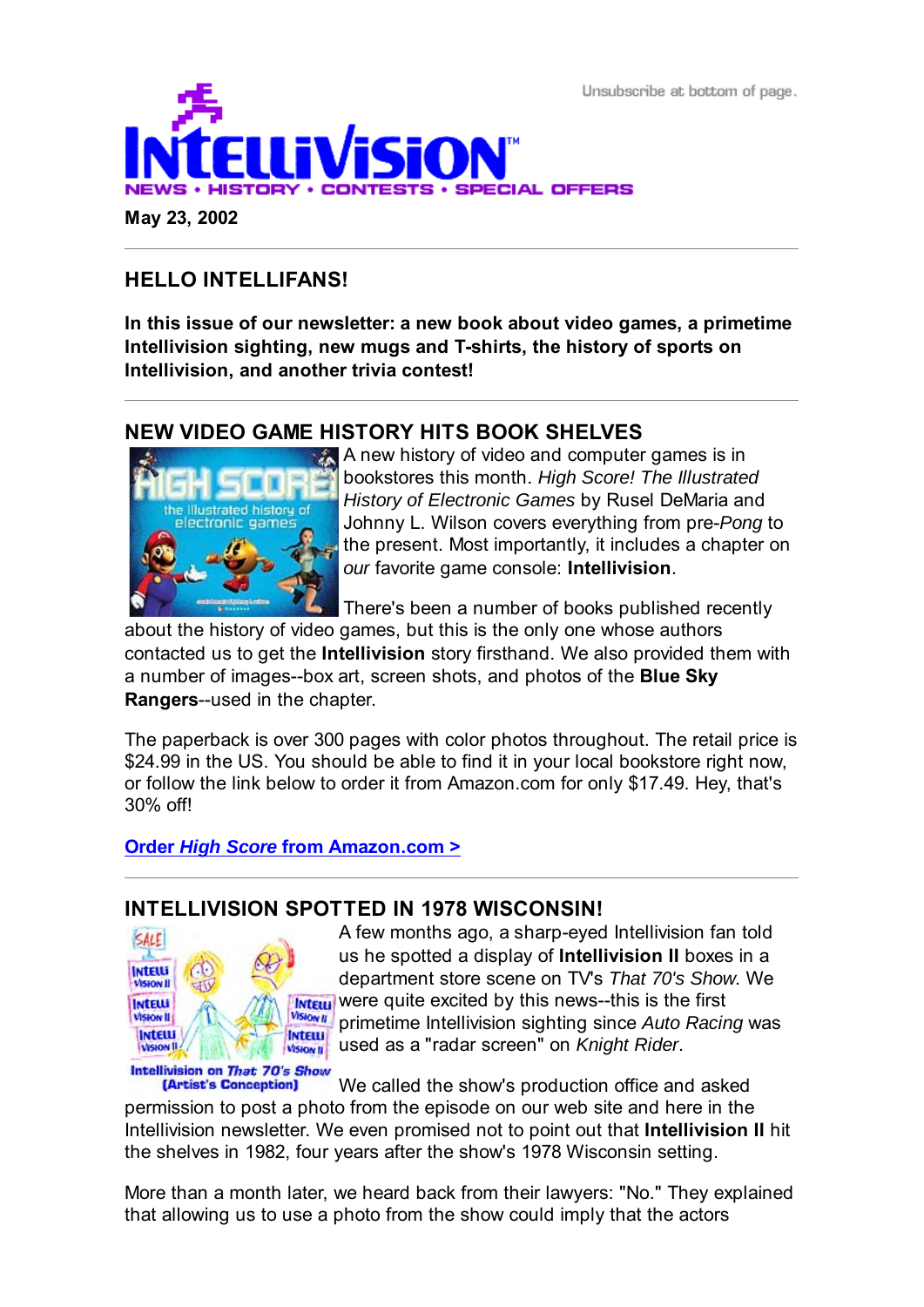Unsubscribe at bottom of page.

# INTELLIVISION

NEWS • HISTORY • CONTESTS • SPECIAL OFFERS

**May 23, 2002**

## HELLO INTELLIFANS!

**In this issue of our newsletter: a new book about video games, a primetime Intellivision sighting, new mugs and T-shirts, the history of sports on Intellivision, and another trivia contest!**

## NEW VIDEO GAME HISTORY HITS BOOK SHELVES

A new history of video and computer games is in bookstores this month. *High Score! The Illustrated History of Electronic Games* by Rusel DeMaria and Johnny L. Wilson covers everything from pre-*Pong* to the present. Most importantly, it includes a chapter on *our* favorite game console: **Intellivision**.

There's been a number of books published recently about the history of video games, but this is the only one whose authors contacted us to get the **Intellivision** story firsthand. We also provided them with a number of images--box art, screen shots, and photos of the **Blue Sky Rangers**--used in the chapter.

The paperback is over 300 pages with color photos throughout. The retail price is $24.99 in the US. You should be able to find it in your local bookstore right now, or follow the link below to order it from Amazon.com for only $17.49. Hey, that's 30% off!

**Order *High Score* from Amazon.com >**

## INTELLIVISION SPOTTED IN 1978 WISCONSIN!

Intellivision on *That 70's Show* (Artist's Conception)

A few months ago, a sharp-eyed Intellivision fan told us he spotted a display of **Intellivision II** boxes in a department store scene on TV's *That 70's Show*. We were quite excited by this news--this is the first primetime Intellivision sighting since *Auto Racing* was used as a "radar screen" on *Knight Rider*.

We called the show's production office and asked permission to post a photo from the episode on our web site and here in the Intellivision newsletter. We even promised not to point out that **Intellivision II** hit the shelves in 1982, four years after the show's 1978 Wisconsin setting.

More than a month later, we heard back from their lawyers: "No." They explained that allowing us to use a photo from the show could imply that the actors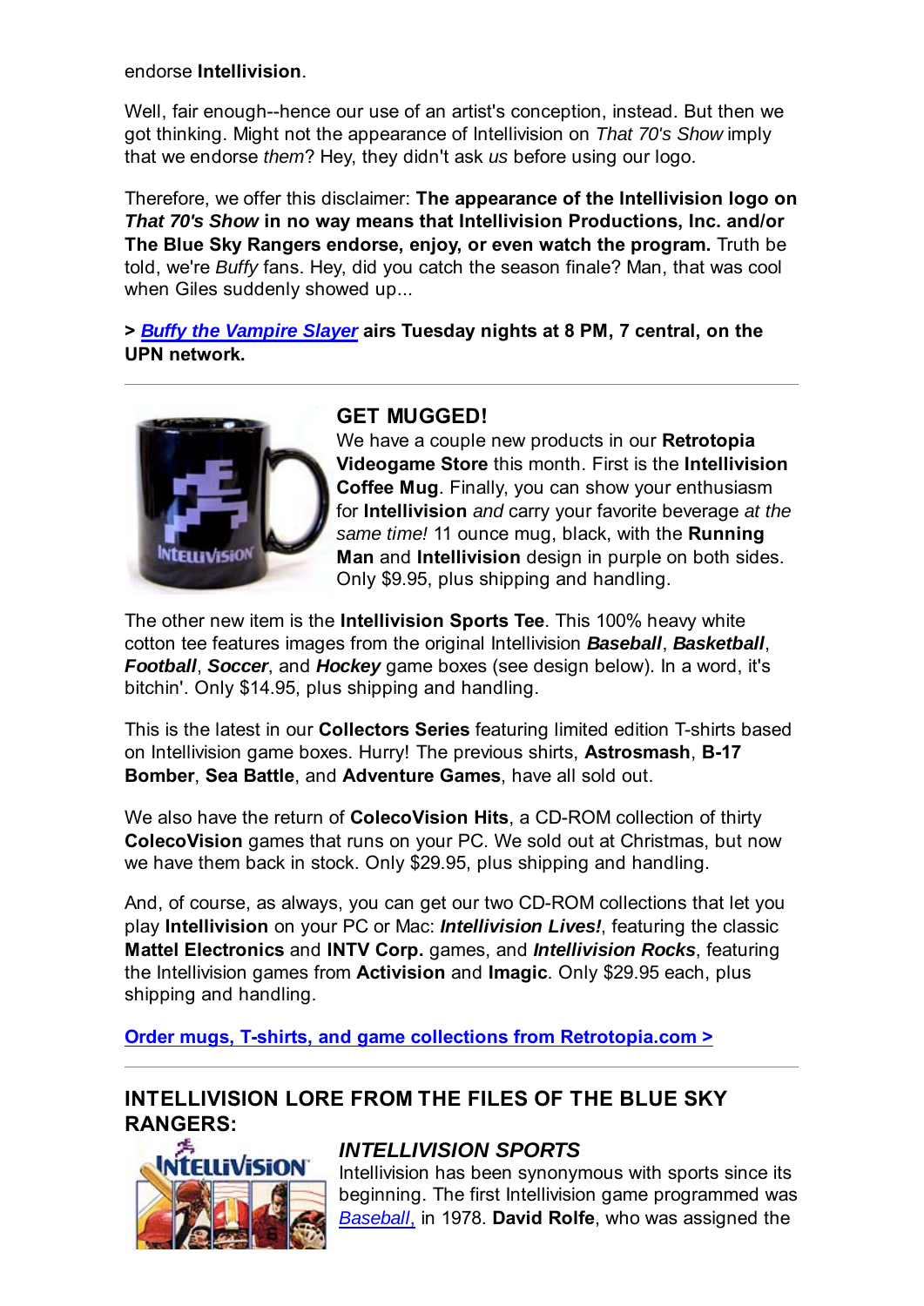endorse **Intellivision**.

Well, fair enough--hence our use of an artist's conception, instead. But then we got thinking. Might not the appearance of Intellivision on *That 70's Show* imply that we endorse *them*? Hey, they didn't ask *us* before using our logo.

Therefore, we offer this disclaimer: **The appearance of the Intellivision logo on *That 70's Show* in no way means that Intellivision Productions, Inc. and/or The Blue Sky Rangers endorse, enjoy, or even watch the program.** Truth be told, we're *Buffy* fans. Hey, did you catch the season finale? Man, that was cool when Giles suddenly showed up...

**> *Buffy the Vampire Slayer* airs Tuesday nights at 8 PM, 7 central, on the UPN network.**

---

## GET MUGGED!

We have a couple new products in our **Retrotopia Videogame Store** this month. First is the **Intellivision Coffee Mug**. Finally, you can show your enthusiasm for **Intellivision** *and* carry your favorite beverage *at the same time!* 11 ounce mug, black, with the **Running Man** and **Intellivision** design in purple on both sides. Only $9.95, plus shipping and handling.

The other new item is the **Intellivision Sports Tee**. This 100% heavy white cotton tee features images from the original Intellivision ***Baseball***, ***Basketball***, ***Football***, ***Soccer***, and ***Hockey*** game boxes (see design below). In a word, it's bitchin'. Only $14.95, plus shipping and handling.

This is the latest in our **Collectors Series** featuring limited edition T-shirts based on Intellivision game boxes. Hurry! The previous shirts, **Astrosmash**, **B-17 Bomber**, **Sea Battle**, and **Adventure Games**, have all sold out.

We also have the return of **ColecoVision Hits**, a CD-ROM collection of thirty **ColecoVision** games that runs on your PC. We sold out at Christmas, but now we have them back in stock. Only $29.95, plus shipping and handling.

And, of course, as always, you can get our two CD-ROM collections that let you play **Intellivision** on your PC or Mac: ***Intellivision Lives!***, featuring the classic **Mattel Electronics** and **INTV Corp.** games, and ***Intellivision Rocks***, featuring the Intellivision games from **Activision** and **Imagic**. Only $29.95 each, plus shipping and handling.

**Order mugs, T-shirts, and game collections from Retrotopia.com >**

---

## INTELLIVISION LORE FROM THE FILES OF THE BLUE SKY RANGERS:

### *INTELLIVISION SPORTS*

Intellivision has been synonymous with sports since its beginning. The first Intellivision game programmed was *Baseball*, in 1978. **David Rolfe**, who was assigned the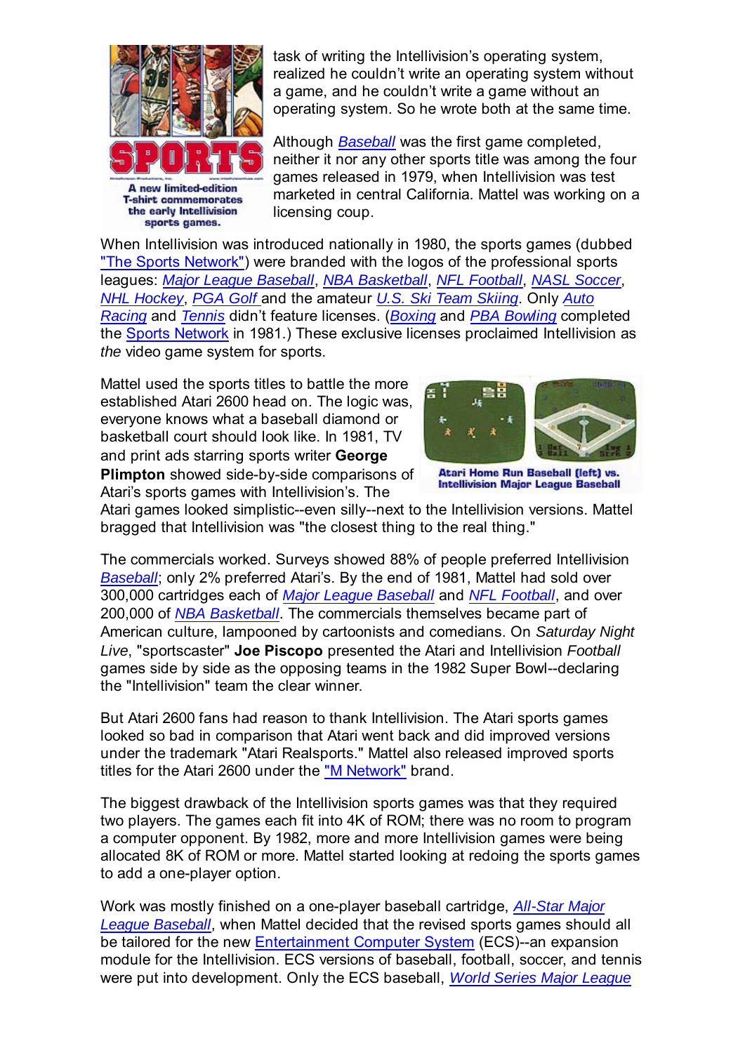A new limited-edition T-shirt commemorates the early Intellivision sports games.

task of writing the Intellivision's operating system, realized he couldn't write an operating system without a game, and he couldn't write a game without an operating system. So he wrote both at the same time.

Although *Baseball* was the first game completed, neither it nor any other sports title was among the four games released in 1979, when Intellivision was test marketed in central California. Mattel was working on a licensing coup.

When Intellivision was introduced nationally in 1980, the sports games (dubbed "The Sports Network") were branded with the logos of the professional sports leagues: *Major League Baseball*, *NBA Basketball*, *NFL Football*, *NASL Soccer*, *NHL Hockey*, *PGA Golf* and the amateur *U.S. Ski Team Skiing*. Only *Auto Racing* and *Tennis* didn't feature licenses. (*Boxing* and *PBA Bowling* completed the Sports Network in 1981.) These exclusive licenses proclaimed Intellivision as *the* video game system for sports.

Mattel used the sports titles to battle the more established Atari 2600 head on. The logic was, everyone knows what a baseball diamond or basketball court should look like. In 1981, TV and print ads starring sports writer **George Plimpton** showed side-by-side comparisons of Atari's sports games with Intellivision's. The Atari games looked simplistic--even silly--next to the Intellivision versions. Mattel bragged that Intellivision was "the closest thing to the real thing."

Atari Home Run Baseball (left) vs. Intellivision Major League Baseball

The commercials worked. Surveys showed 88% of people preferred Intellivision *Baseball*; only 2% preferred Atari's. By the end of 1981, Mattel had sold over 300,000 cartridges each of *Major League Baseball* and *NFL Football*, and over 200,000 of *NBA Basketball*. The commercials themselves became part of American culture, lampooned by cartoonists and comedians. On *Saturday Night Live*, "sportscaster" **Joe Piscopo** presented the Atari and Intellivision *Football* games side by side as the opposing teams in the 1982 Super Bowl--declaring the "Intellivision" team the clear winner.

But Atari 2600 fans had reason to thank Intellivision. The Atari sports games looked so bad in comparison that Atari went back and did improved versions under the trademark "Atari Realsports." Mattel also released improved sports titles for the Atari 2600 under the "M Network" brand.

The biggest drawback of the Intellivision sports games was that they required two players. The games each fit into 4K of ROM; there was no room to program a computer opponent. By 1982, more and more Intellivision games were being allocated 8K of ROM or more. Mattel started looking at redoing the sports games to add a one-player option.

Work was mostly finished on a one-player baseball cartridge, *All-Star Major League Baseball*, when Mattel decided that the revised sports games should all be tailored for the new Entertainment Computer System (ECS)--an expansion module for the Intellivision. ECS versions of baseball, football, soccer, and tennis were put into development. Only the ECS baseball, *World Series Major League*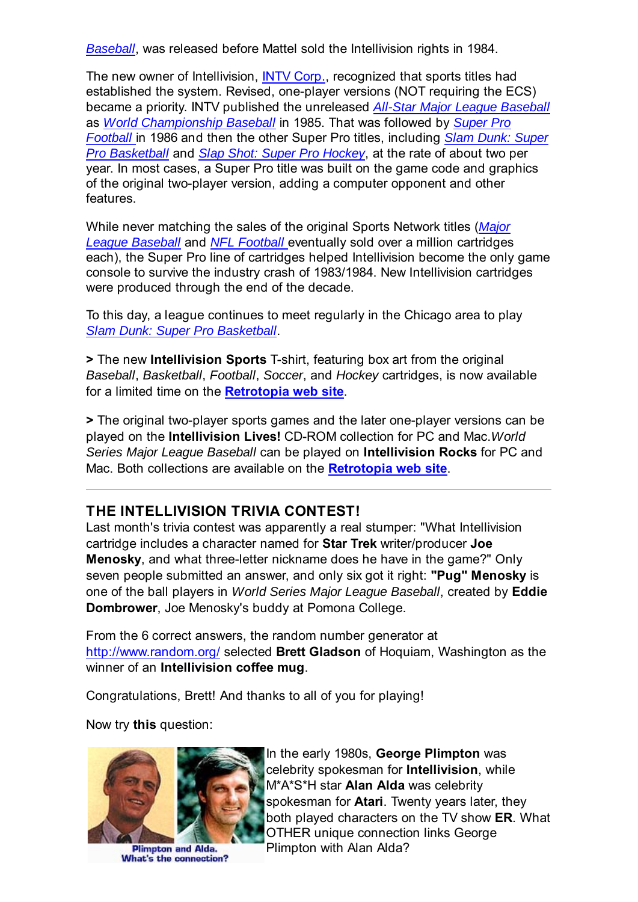*Baseball*, was released before Mattel sold the Intellivision rights in 1984.

The new owner of Intellivision, INTV Corp., recognized that sports titles had established the system. Revised, one-player versions (NOT requiring the ECS) became a priority. INTV published the unreleased *All-Star Major League Baseball* as *World Championship Baseball* in 1985. That was followed by *Super Pro Football* in 1986 and then the other Super Pro titles, including *Slam Dunk: Super Pro Basketball* and *Slap Shot: Super Pro Hockey*, at the rate of about two per year. In most cases, a Super Pro title was built on the game code and graphics of the original two-player version, adding a computer opponent and other features.

While never matching the sales of the original Sports Network titles (*Major League Baseball* and *NFL Football* eventually sold over a million cartridges each), the Super Pro line of cartridges helped Intellivision become the only game console to survive the industry crash of 1983/1984. New Intellivision cartridges were produced through the end of the decade.

To this day, a league continues to meet regularly in the Chicago area to play *Slam Dunk: Super Pro Basketball*.

> The new **Intellivision Sports** T-shirt, featuring box art from the original *Baseball*, *Basketball*, *Football*, *Soccer*, and *Hockey* cartridges, is now available for a limited time on the **Retrotopia web site**.

> The original two-player sports games and the later one-player versions can be played on the **Intellivision Lives!** CD-ROM collection for PC and Mac. *World Series Major League Baseball* can be played on **Intellivision Rocks** for PC and Mac. Both collections are available on the **Retrotopia web site**.

---

## THE INTELLIVISION TRIVIA CONTEST!

Last month's trivia contest was apparently a real stumper: "What Intellivision cartridge includes a character named for **Star Trek** writer/producer **Joe Menosky**, and what three-letter nickname does he have in the game?" Only seven people submitted an answer, and only six got it right: **"Pug" Menosky** is one of the ball players in *World Series Major League Baseball*, created by **Eddie Dombrower**, Joe Menosky's buddy at Pomona College.

From the 6 correct answers, the random number generator at http://www.random.org/ selected **Brett Gladson** of Hoquiam, Washington as the winner of an **Intellivision coffee mug**.

Congratulations, Brett! And thanks to all of you for playing!

Now try **this** question:

Plimpton and Alda. What's the connection?

In the early 1980s, **George Plimpton** was celebrity spokesman for **Intellivision**, while M*A*S*H star **Alan Alda** was celebrity spokesman for **Atari**. Twenty years later, they both played characters on the TV show **ER**. What OTHER unique connection links George Plimpton with Alan Alda?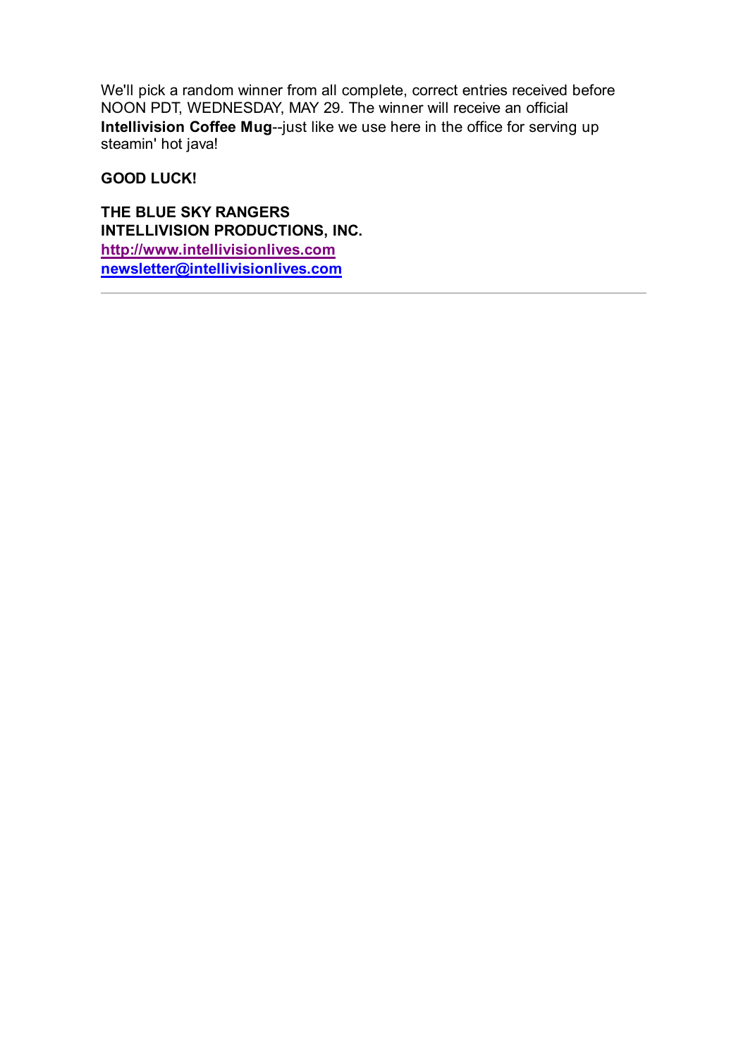We'll pick a random winner from all complete, correct entries received before NOON PDT, WEDNESDAY, MAY 29. The winner will receive an official **Intellivision Coffee Mug**--just like we use here in the office for serving up steamin' hot java!

**GOOD LUCK!**

**THE BLUE SKY RANGERS**
**INTELLIVISION PRODUCTIONS, INC.**
**[http://www.intellivisionlives.com](http://www.intellivisionlives.com)**
**[newsletter@intellivisionlives.com](mailto:newsletter@intellivisionlives.com)**

---